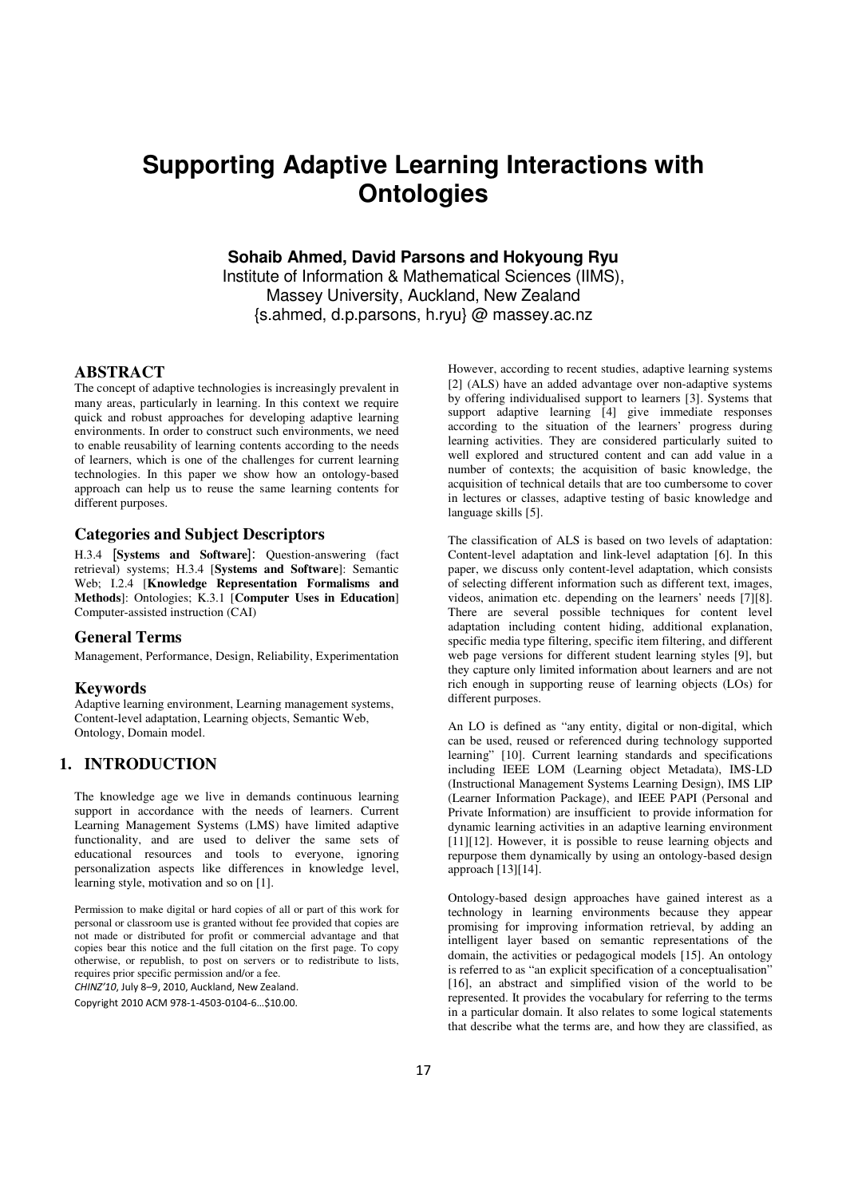# Supporting Adaptive Learning Interactions with Ontologies

**Sohaib Ahmed, David Parsons and Hokyoung Ryu**

Institute of Information & Mathematical Sciences (IIMS),
Massey University, Auckland, New Zealand
{s.ahmed, d.p.parsons, h.ryu} @ massey.ac.nz

## ABSTRACT

The concept of adaptive technologies is increasingly prevalent in many areas, particularly in learning. In this context we require quick and robust approaches for developing adaptive learning environments. In order to construct such environments, we need to enable reusability of learning contents according to the needs of learners, which is one of the challenges for current learning technologies. In this paper we show how an ontology-based approach can help us to reuse the same learning contents for different purposes.

### Categories and Subject Descriptors

H.3.4 [**Systems and Software**]: Question-answering (fact retrieval) systems; H.3.4 [**Systems and Software**]: Semantic Web; I.2.4 [**Knowledge Representation Formalisms and Methods**]: Ontologies; K.3.1 [**Computer Uses in Education**] Computer-assisted instruction (CAI)

### General Terms

Management, Performance, Design, Reliability, Experimentation

### Keywords

Adaptive learning environment, Learning management systems, Content-level adaptation, Learning objects, Semantic Web, Ontology, Domain model.

## 1. INTRODUCTION

The knowledge age we live in demands continuous learning support in accordance with the needs of learners. Current Learning Management Systems (LMS) have limited adaptive functionality, and are used to deliver the same sets of educational resources and tools to everyone, ignoring personalization aspects like differences in knowledge level, learning style, motivation and so on [1].

Permission to make digital or hard copies of all or part of this work for personal or classroom use is granted without fee provided that copies are not made or distributed for profit or commercial advantage and that copies bear this notice and the full citation on the first page. To copy otherwise, or republish, to post on servers or to redistribute to lists, requires prior specific permission and/or a fee.
*CHINZ'10*, July 8–9, 2010, Auckland, New Zealand.
Copyright 2010 ACM 978-1-4503-0104-6…$10.00.

However, according to recent studies, adaptive learning systems [2] (ALS) have an added advantage over non-adaptive systems by offering individualised support to learners [3]. Systems that support adaptive learning [4] give immediate responses according to the situation of the learners' progress during learning activities. They are considered particularly suited to well explored and structured content and can add value in a number of contexts; the acquisition of basic knowledge, the acquisition of technical details that are too cumbersome to cover in lectures or classes, adaptive testing of basic knowledge and language skills [5].

The classification of ALS is based on two levels of adaptation: Content-level adaptation and link-level adaptation [6]. In this paper, we discuss only content-level adaptation, which consists of selecting different information such as different text, images, videos, animation etc. depending on the learners' needs [7][8]. There are several possible techniques for content level adaptation including content hiding, additional explanation, specific media type filtering, specific item filtering, and different web page versions for different student learning styles [9], but they capture only limited information about learners and are not rich enough in supporting reuse of learning objects (LOs) for different purposes.

An LO is defined as "any entity, digital or non-digital, which can be used, reused or referenced during technology supported learning" [10]. Current learning standards and specifications including IEEE LOM (Learning object Metadata), IMS-LD (Instructional Management Systems Learning Design), IMS LIP (Learner Information Package), and IEEE PAPI (Personal and Private Information) are insufficient to provide information for dynamic learning activities in an adaptive learning environment [11][12]. However, it is possible to reuse learning objects and repurpose them dynamically by using an ontology-based design approach [13][14].

Ontology-based design approaches have gained interest as a technology in learning environments because they appear promising for improving information retrieval, by adding an intelligent layer based on semantic representations of the domain, the activities or pedagogical models [15]. An ontology is referred to as "an explicit specification of a conceptualisation" [16], an abstract and simplified vision of the world to be represented. It provides the vocabulary for referring to the terms in a particular domain. It also relates to some logical statements that describe what the terms are, and how they are classified, as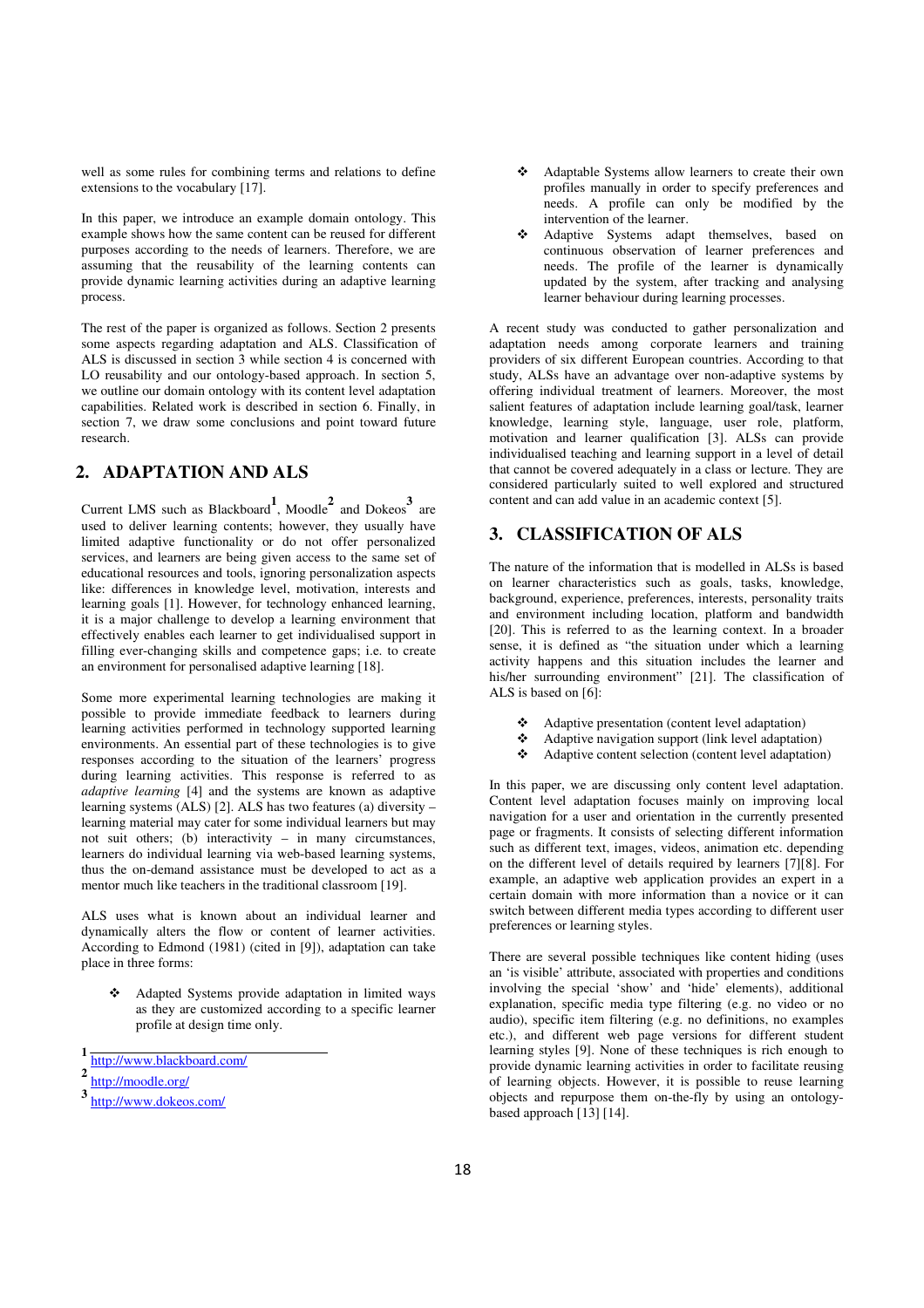well as some rules for combining terms and relations to define extensions to the vocabulary [17].

In this paper, we introduce an example domain ontology. This example shows how the same content can be reused for different purposes according to the needs of learners. Therefore, we are assuming that the reusability of the learning contents can provide dynamic learning activities during an adaptive learning process.

The rest of the paper is organized as follows. Section 2 presents some aspects regarding adaptation and ALS. Classification of ALS is discussed in section 3 while section 4 is concerned with LO reusability and our ontology-based approach. In section 5, we outline our domain ontology with its content level adaptation capabilities. Related work is described in section 6. Finally, in section 7, we draw some conclusions and point toward future research.

## 2. ADAPTATION AND ALS

Current LMS such as Blackboard[1], Moodle[2] and Dokeos[3] are used to deliver learning contents; however, they usually have limited adaptive functionality or do not offer personalized services, and learners are being given access to the same set of educational resources and tools, ignoring personalization aspects like: differences in knowledge level, motivation, interests and learning goals [1]. However, for technology enhanced learning, it is a major challenge to develop a learning environment that effectively enables each learner to get individualised support in filling ever-changing skills and competence gaps; i.e. to create an environment for personalised adaptive learning [18].

Some more experimental learning technologies are making it possible to provide immediate feedback to learners during learning activities performed in technology supported learning environments. An essential part of these technologies is to give responses according to the situation of the learners' progress during learning activities. This response is referred to as *adaptive learning* [4] and the systems are known as adaptive learning systems (ALS) [2]. ALS has two features (a) diversity – learning material may cater for some individual learners but may not suit others; (b) interactivity – in many circumstances, learners do individual learning via web-based learning systems, thus the on-demand assistance must be developed to act as a mentor much like teachers in the traditional classroom [19].

ALS uses what is known about an individual learner and dynamically alters the flow or content of learner activities. According to Edmond (1981) (cited in [9]), adaptation can take place in three forms:

- Adapted Systems provide adaptation in limited ways as they are customized according to a specific learner profile at design time only.
- Adaptable Systems allow learners to create their own profiles manually in order to specify preferences and needs. A profile can only be modified by the intervention of the learner.
- Adaptive Systems adapt themselves, based on continuous observation of learner preferences and needs. The profile of the learner is dynamically updated by the system, after tracking and analysing learner behaviour during learning processes.

A recent study was conducted to gather personalization and adaptation needs among corporate learners and training providers of six different European countries. According to that study, ALSs have an advantage over non-adaptive systems by offering individual treatment of learners. Moreover, the most salient features of adaptation include learning goal/task, learner knowledge, learning style, language, user role, platform, motivation and learner qualification [3]. ALSs can provide individualised teaching and learning support in a level of detail that cannot be covered adequately in a class or lecture. They are considered particularly suited to well explored and structured content and can add value in an academic context [5].

## 3. CLASSIFICATION OF ALS

The nature of the information that is modelled in ALSs is based on learner characteristics such as goals, tasks, knowledge, background, experience, preferences, interests, personality traits and environment including location, platform and bandwidth [20]. This is referred to as the learning context. In a broader sense, it is defined as "the situation under which a learning activity happens and this situation includes the learner and his/her surrounding environment" [21]. The classification of ALS is based on [6]:

- Adaptive presentation (content level adaptation)
- Adaptive navigation support (link level adaptation)
- Adaptive content selection (content level adaptation)

In this paper, we are discussing only content level adaptation. Content level adaptation focuses mainly on improving local navigation for a user and orientation in the currently presented page or fragments. It consists of selecting different information such as different text, images, videos, animation etc. depending on the different level of details required by learners [7][8]. For example, an adaptive web application provides an expert in a certain domain with more information than a novice or it can switch between different media types according to different user preferences or learning styles.

There are several possible techniques like content hiding (uses an 'is visible' attribute, associated with properties and conditions involving the special 'show' and 'hide' elements), additional explanation, specific media type filtering (e.g. no video or no audio), specific item filtering (e.g. no definitions, no examples etc.), and different web page versions for different student learning styles [9]. None of these techniques is rich enough to provide dynamic learning activities in order to facilitate reusing of learning objects. However, it is possible to reuse learning objects and repurpose them on-the-fly by using an ontology-based approach [13] [14].

[1] http://www.blackboard.com/

[2] http://moodle.org/

[3] http://www.dokeos.com/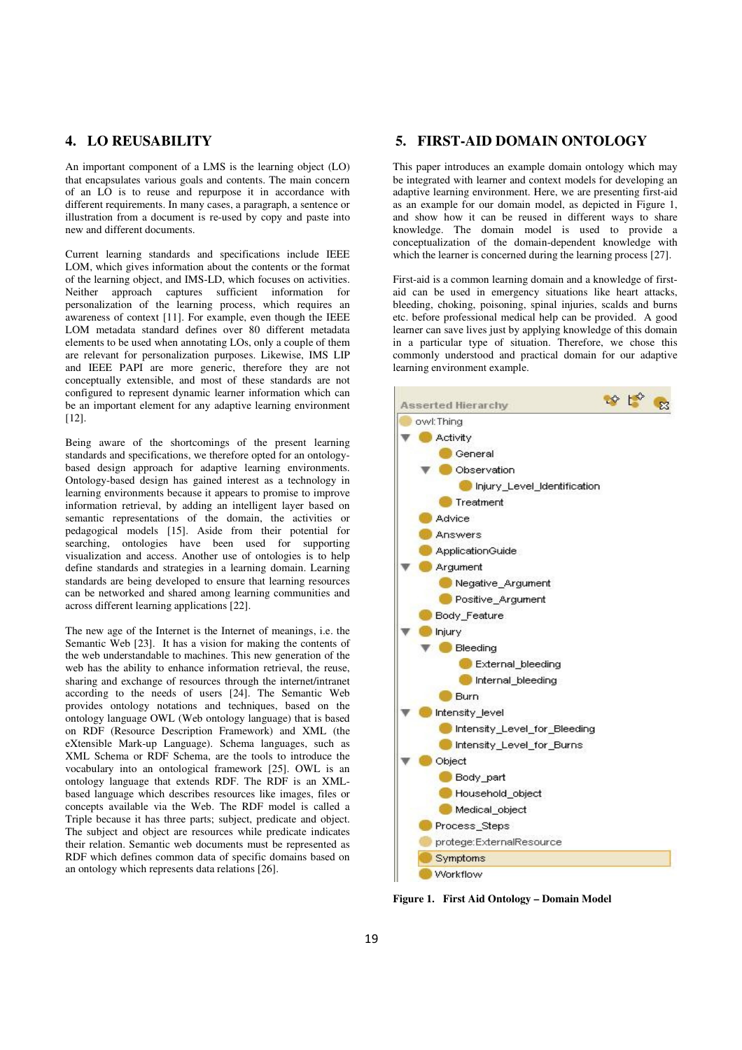## 4. LO REUSABILITY

An important component of a LMS is the learning object (LO) that encapsulates various goals and contents. The main concern of an LO is to reuse and repurpose it in accordance with different requirements. In many cases, a paragraph, a sentence or illustration from a document is re-used by copy and paste into new and different documents.

Current learning standards and specifications include IEEE LOM, which gives information about the contents or the format of the learning object, and IMS-LD, which focuses on activities. Neither approach captures sufficient information for personalization of the learning process, which requires an awareness of context [11]. For example, even though the IEEE LOM metadata standard defines over 80 different metadata elements to be used when annotating LOs, only a couple of them are relevant for personalization purposes. Likewise, IMS LIP and IEEE PAPI are more generic, therefore they are not conceptually extensible, and most of these standards are not configured to represent dynamic learner information which can be an important element for any adaptive learning environment [12].

Being aware of the shortcomings of the present learning standards and specifications, we therefore opted for an ontology-based design approach for adaptive learning environments. Ontology-based design has gained interest as a technology in learning environments because it appears to promise to improve information retrieval, by adding an intelligent layer based on semantic representations of the domain, the activities or pedagogical models [15]. Aside from their potential for searching, ontologies have been used for supporting visualization and access. Another use of ontologies is to help define standards and strategies in a learning domain. Learning standards are being developed to ensure that learning resources can be networked and shared among learning communities and across different learning applications [22].

The new age of the Internet is the Internet of meanings, i.e. the Semantic Web [23]. It has a vision for making the contents of the web understandable to machines. This new generation of the web has the ability to enhance information retrieval, the reuse, sharing and exchange of resources through the internet/intranet according to the needs of users [24]. The Semantic Web provides ontology notations and techniques, based on the ontology language OWL (Web ontology language) that is based on RDF (Resource Description Framework) and XML (the eXtensible Mark-up Language). Schema languages, such as XML Schema or RDF Schema, are the tools to introduce the vocabulary into an ontological framework [25]. OWL is an ontology language that extends RDF. The RDF is an XML-based language which describes resources like images, files or concepts available via the Web. The RDF model is called a Triple because it has three parts; subject, predicate and object. The subject and object are resources while predicate indicates their relation. Semantic web documents must be represented as RDF which defines common data of specific domains based on an ontology which represents data relations [26].

## 5. FIRST-AID DOMAIN ONTOLOGY

This paper introduces an example domain ontology which may be integrated with learner and context models for developing an adaptive learning environment. Here, we are presenting first-aid as an example for our domain model, as depicted in Figure 1, and show how it can be reused in different ways to share knowledge. The domain model is used to provide a conceptualization of the domain-dependent knowledge with which the learner is concerned during the learning process [27].

First-aid is a common learning domain and a knowledge of first-aid can be used in emergency situations like heart attacks, bleeding, choking, poisoning, spinal injuries, scalds and burns etc. before professional medical help can be provided. A good learner can save lives just by applying knowledge of this domain in a particular type of situation. Therefore, we chose this commonly understood and practical domain for our adaptive learning environment example.

Asserted Hierarchy

- owl:Thing
  - Activity
    - General
    - Observation
      - Injury_Level_Identification
    - Treatment
  - Advice
  - Answers
  - ApplicationGuide
  - Argument
    - Negative_Argument
    - Positive_Argument
  - Body_Feature
  - Injury
    - Bleeding
      - External_bleeding
      - Internal_bleeding
    - Burn
  - Intensity_level
    - Intensity_Level_for_Bleeding
    - Intensity_Level_for_Burns
  - Object
    - Body_part
    - Household_object
    - Medical_object
  - Process_Steps
  - protege:ExternalResource
  - Symptoms
  - Workflow

**Figure 1. First Aid Ontology – Domain Model**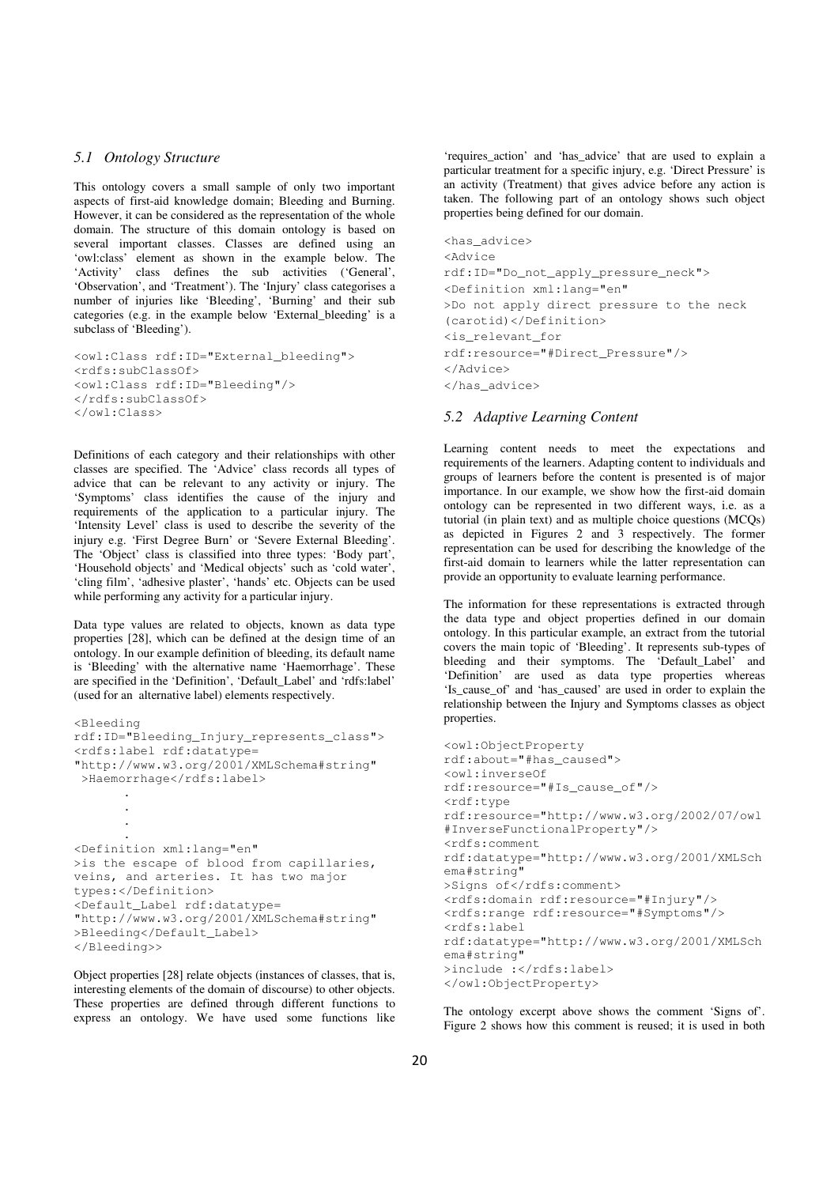### 5.1 Ontology Structure

This ontology covers a small sample of only two important aspects of first-aid knowledge domain; Bleeding and Burning. However, it can be considered as the representation of the whole domain. The structure of this domain ontology is based on several important classes. Classes are defined using an 'owl:class' element as shown in the example below. The 'Activity' class defines the sub activities ('General', 'Observation', and 'Treatment'). The 'Injury' class categorises a number of injuries like 'Bleeding', 'Burning' and their sub categories (e.g. in the example below 'External_bleeding' is a subclass of 'Bleeding').

```
<owl:Class rdf:ID="External_bleeding">
<rdfs:subClassOf>
<owl:Class rdf:ID="Bleeding"/>
</rdfs:subClassOf>
</owl:Class>
```

Definitions of each category and their relationships with other classes are specified. The 'Advice' class records all types of advice that can be relevant to any activity or injury. The 'Symptoms' class identifies the cause of the injury and requirements of the application to a particular injury. The 'Intensity Level' class is used to describe the severity of the injury e.g. 'First Degree Burn' or 'Severe External Bleeding'. The 'Object' class is classified into three types: 'Body part', 'Household objects' and 'Medical objects' such as 'cold water', 'cling film', 'adhesive plaster', 'hands' etc. Objects can be used while performing any activity for a particular injury.

Data type values are related to objects, known as data type properties [28], which can be defined at the design time of an ontology. In our example definition of bleeding, its default name is 'Bleeding' with the alternative name 'Haemorrhage'. These are specified in the 'Definition', 'Default_Label' and 'rdfs:label' (used for an alternative label) elements respectively.

```
<Bleeding
rdf:ID="Bleeding_Injury_represents_class">
<rdfs:label rdf:datatype=
"http://www.w3.org/2001/XMLSchema#string"
 >Haemorrhage</rdfs:label>
        .
        .
        .
        .
<Definition xml:lang="en"
>is the escape of blood from capillaries,
veins, and arteries. It has two major
types:</Definition>
<Default_Label rdf:datatype=
"http://www.w3.org/2001/XMLSchema#string"
>Bleeding</Default_Label>
</Bleeding>>
```

Object properties [28] relate objects (instances of classes, that is, interesting elements of the domain of discourse) to other objects. These properties are defined through different functions to express an ontology. We have used some functions like 'requires_action' and 'has_advice' that are used to explain a particular treatment for a specific injury, e.g. 'Direct Pressure' is an activity (Treatment) that gives advice before any action is taken. The following part of an ontology shows such object properties being defined for our domain.

```
<has_advice>
<Advice
rdf:ID="Do_not_apply_pressure_neck">
<Definition xml:lang="en"
>Do not apply direct pressure to the neck
(carotid)</Definition>
<is_relevant_for
rdf:resource="#Direct_Pressure"/>
</Advice>
</has_advice>
```

### 5.2 Adaptive Learning Content

Learning content needs to meet the expectations and requirements of the learners. Adapting content to individuals and groups of learners before the content is presented is of major importance. In our example, we show how the first-aid domain ontology can be represented in two different ways, i.e. as a tutorial (in plain text) and as multiple choice questions (MCQs) as depicted in Figures 2 and 3 respectively. The former representation can be used for describing the knowledge of the first-aid domain to learners while the latter representation can provide an opportunity to evaluate learning performance.

The information for these representations is extracted through the data type and object properties defined in our domain ontology. In this particular example, an extract from the tutorial covers the main topic of 'Bleeding'. It represents sub-types of bleeding and their symptoms. The 'Default_Label' and 'Definition' are used as data type properties whereas 'Is_cause_of' and 'has_caused' are used in order to explain the relationship between the Injury and Symptoms classes as object properties.

```
<owl:ObjectProperty
rdf:about="#has_caused">
<owl:inverseOf
rdf:resource="#Is_cause_of"/>
<rdf:type
rdf:resource="http://www.w3.org/2002/07/owl
#InverseFunctionalProperty"/>
<rdfs:comment
rdf:datatype="http://www.w3.org/2001/XMLSch
ema#string"
>Signs of</rdfs:comment>
<rdfs:domain rdf:resource="#Injury"/>
<rdfs:range rdf:resource="#Symptoms"/>
<rdfs:label
rdf:datatype="http://www.w3.org/2001/XMLSch
ema#string"
>include :</rdfs:label>
</owl:ObjectProperty>
```

The ontology excerpt above shows the comment 'Signs of'. Figure 2 shows how this comment is reused; it is used in both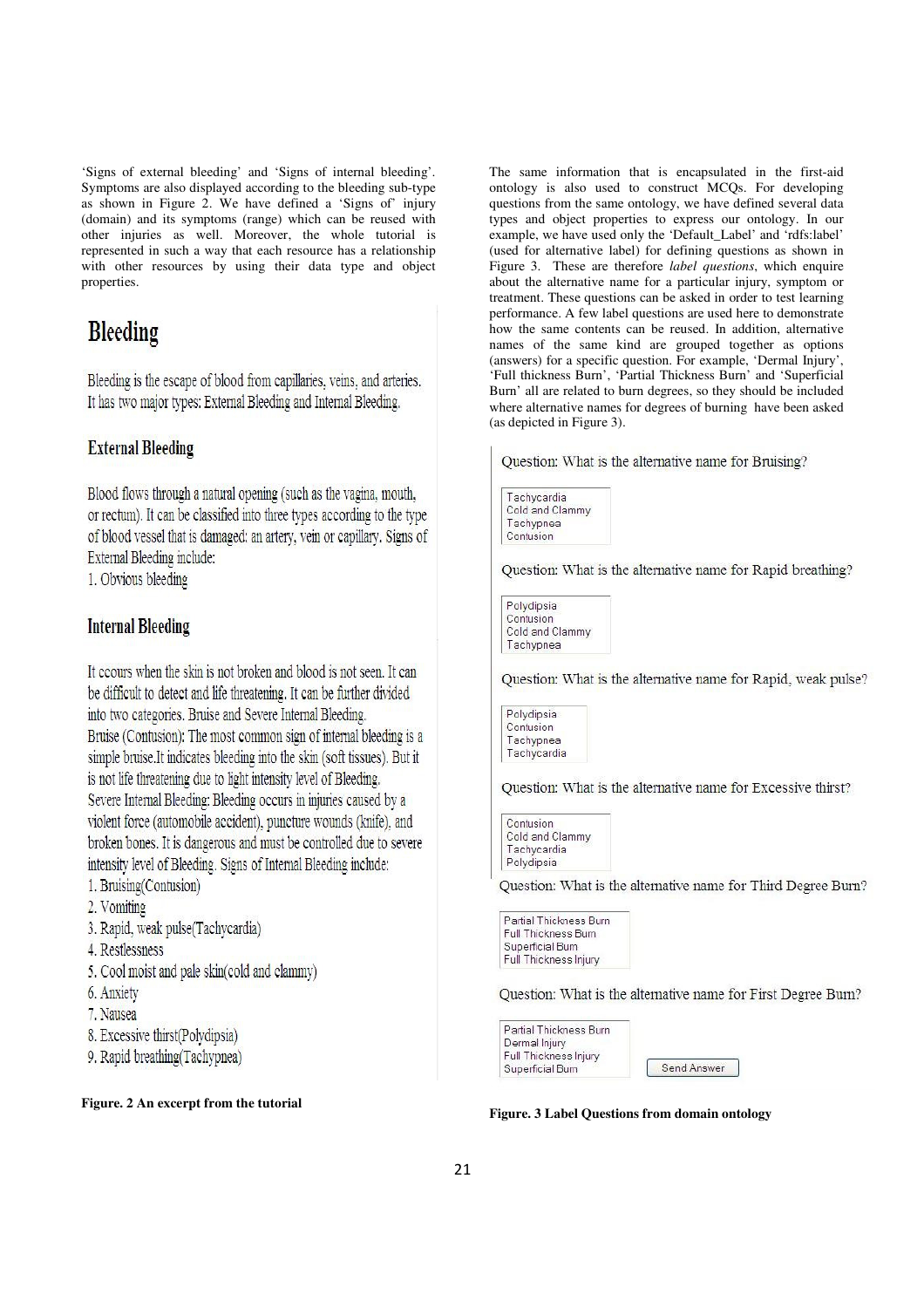'Signs of external bleeding' and 'Signs of internal bleeding'. Symptoms are also displayed according to the bleeding sub-type as shown in Figure 2. We have defined a 'Signs of' injury (domain) and its symptoms (range) which can be reused with other injuries as well. Moreover, the whole tutorial is represented in such a way that each resource has a relationship with other resources by using their data type and object properties.

# Bleeding

Bleeding is the escape of blood from capillaries, veins, and arteries. It has two major types: External Bleeding and Internal Bleeding.

## External Bleeding

Blood flows through a natural opening (such as the vagina, mouth, or rectum). It can be classified into three types according to the type of blood vessel that is damaged: an artery, vein or capillary. Signs of External Bleeding include:

1. Obvious bleeding

## Internal Bleeding

It ccours when the skin is not broken and blood is not seen. It can be difficult to detect and life threatening. It can be further divided into two categories. Bruise and Severe Internal Bleeding.
Bruise (Contusion): The most common sign of internal bleeding is a simple bruise.It indicates bleeding into the skin (soft tissues). But it is not life threatening due to light intensity level of Bleeding.
Severe Internal Bleeding: Bleeding occurs in injuries caused by a violent force (automobile accident), puncture wounds (knife), and broken bones. It is dangerous and must be controlled due to severe intensity level of Bleeding. Signs of Internal Bleeding include:

1. Bruising(Contusion)
2. Vomiting
3. Rapid, weak pulse(Tachycardia)
4. Restlessness
5. Cool moist and pale skin(cold and clammy)
6. Anxiety
7. Nausea
8. Excessive thirst(Polydipsia)
9. Rapid breathing(Tachypnea)

**Figure. 2 An excerpt from the tutorial**

The same information that is encapsulated in the first-aid ontology is also used to construct MCQs. For developing questions from the same ontology, we have defined several data types and object properties to express our ontology. In our example, we have used only the 'Default_Label' and 'rdfs:label' (used for alternative label) for defining questions as shown in Figure 3. These are therefore *label questions*, which enquire about the alternative name for a particular injury, symptom or treatment. These questions can be asked in order to test learning performance. A few label questions are used here to demonstrate how the same contents can be reused. In addition, alternative names of the same kind are grouped together as options (answers) for a specific question. For example, 'Dermal Injury', 'Full thickness Burn', 'Partial Thickness Burn' and 'Superficial Burn' all are related to burn degrees, so they should be included where alternative names for degrees of burning have been asked (as depicted in Figure 3).

Question: What is the alternative name for Bruising?

- Tachycardia
- Cold and Clammy
- Tachypnea
- Contusion

Question: What is the alternative name for Rapid breathing?

- Polydipsia
- Contusion
- Cold and Clammy
- Tachypnea

Question: What is the alternative name for Rapid, weak pulse?

- Polydipsia
- Contusion
- Tachypnea
- Tachycardia

Question: What is the alternative name for Excessive thirst?

- Contusion
- Cold and Clammy
- Tachycardia
- Polydipsia

Question: What is the alternative name for Third Degree Burn?

- Partial Thickness Burn
- Full Thickness Burn
- Superficial Burn
- Full Thickness Injury

Question: What is the alternative name for First Degree Burn?

- Partial Thickness Burn
- Dermal Injury
- Full Thickness Injury
- Superficial Burn

Send Answer

**Figure. 3 Label Questions from domain ontology**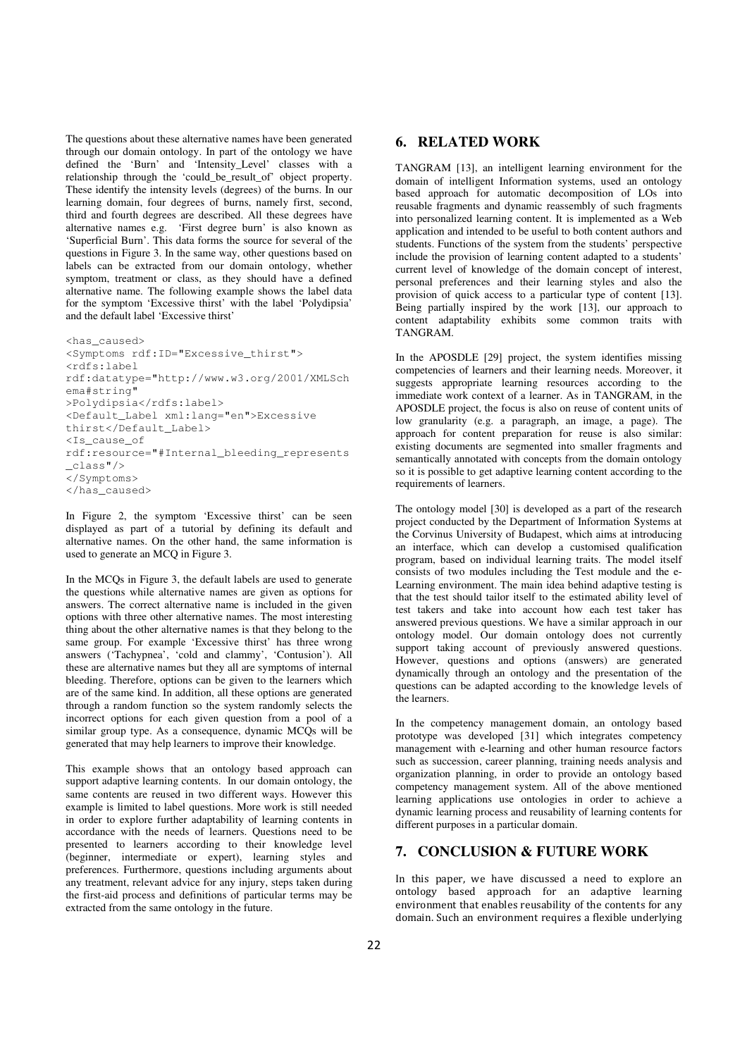The questions about these alternative names have been generated through our domain ontology. In part of the ontology we have defined the 'Burn' and 'Intensity_Level' classes with a relationship through the 'could_be_result_of' object property. These identify the intensity levels (degrees) of the burns. In our learning domain, four degrees of burns, namely first, second, third and fourth degrees are described. All these degrees have alternative names e.g. 'First degree burn' is also known as 'Superficial Burn'. This data forms the source for several of the questions in Figure 3. In the same way, other questions based on labels can be extracted from our domain ontology, whether symptom, treatment or class, as they should have a defined alternative name. The following example shows the label data for the symptom 'Excessive thirst' with the label 'Polydipsia' and the default label 'Excessive thirst'

```
<has_caused>
<Symptoms rdf:ID="Excessive_thirst">
<rdfs:label
rdf:datatype="http://www.w3.org/2001/XMLSch
ema#string"
>Polydipsia</rdfs:label>
<Default_Label xml:lang="en">Excessive
thirst</Default_Label>
<Is_cause_of
rdf:resource="#Internal_bleeding_represents
_class"/>
</Symptoms>
</has_caused>
```

In Figure 2, the symptom 'Excessive thirst' can be seen displayed as part of a tutorial by defining its default and alternative names. On the other hand, the same information is used to generate an MCQ in Figure 3.

In the MCQs in Figure 3, the default labels are used to generate the questions while alternative names are given as options for answers. The correct alternative name is included in the given options with three other alternative names. The most interesting thing about the other alternative names is that they belong to the same group. For example 'Excessive thirst' has three wrong answers ('Tachypnea', 'cold and clammy', 'Contusion'). All these are alternative names but they all are symptoms of internal bleeding. Therefore, options can be given to the learners which are of the same kind. In addition, all these options are generated through a random function so the system randomly selects the incorrect options for each given question from a pool of a similar group type. As a consequence, dynamic MCQs will be generated that may help learners to improve their knowledge.

This example shows that an ontology based approach can support adaptive learning contents. In our domain ontology, the same contents are reused in two different ways. However this example is limited to label questions. More work is still needed in order to explore further adaptability of learning contents in accordance with the needs of learners. Questions need to be presented to learners according to their knowledge level (beginner, intermediate or expert), learning styles and preferences. Furthermore, questions including arguments about any treatment, relevant advice for any injury, steps taken during the first-aid process and definitions of particular terms may be extracted from the same ontology in the future.

## 6. RELATED WORK

TANGRAM [13], an intelligent learning environment for the domain of intelligent Information systems, used an ontology based approach for automatic decomposition of LOs into reusable fragments and dynamic reassembly of such fragments into personalized learning content. It is implemented as a Web application and intended to be useful to both content authors and students. Functions of the system from the students' perspective include the provision of learning content adapted to a students' current level of knowledge of the domain concept of interest, personal preferences and their learning styles and also the provision of quick access to a particular type of content [13]. Being partially inspired by the work [13], our approach to content adaptability exhibits some common traits with TANGRAM.

In the APOSDLE [29] project, the system identifies missing competencies of learners and their learning needs. Moreover, it suggests appropriate learning resources according to the immediate work context of a learner. As in TANGRAM, in the APOSDLE project, the focus is also on reuse of content units of low granularity (e.g. a paragraph, an image, a page). The approach for content preparation for reuse is also similar: existing documents are segmented into smaller fragments and semantically annotated with concepts from the domain ontology so it is possible to get adaptive learning content according to the requirements of learners.

The ontology model [30] is developed as a part of the research project conducted by the Department of Information Systems at the Corvinus University of Budapest, which aims at introducing an interface, which can develop a customised qualification program, based on individual learning traits. The model itself consists of two modules including the Test module and the e-Learning environment. The main idea behind adaptive testing is that the test should tailor itself to the estimated ability level of test takers and take into account how each test taker has answered previous questions. We have a similar approach in our ontology model. Our domain ontology does not currently support taking account of previously answered questions. However, questions and options (answers) are generated dynamically through an ontology and the presentation of the questions can be adapted according to the knowledge levels of the learners.

In the competency management domain, an ontology based prototype was developed [31] which integrates competency management with e-learning and other human resource factors such as succession, career planning, training needs analysis and organization planning, in order to provide an ontology based competency management system. All of the above mentioned learning applications use ontologies in order to achieve a dynamic learning process and reusability of learning contents for different purposes in a particular domain.

## 7. CONCLUSION & FUTURE WORK

In this paper, we have discussed a need to explore an ontology based approach for an adaptive learning environment that enables reusability of the contents for any domain. Such an environment requires a flexible underlying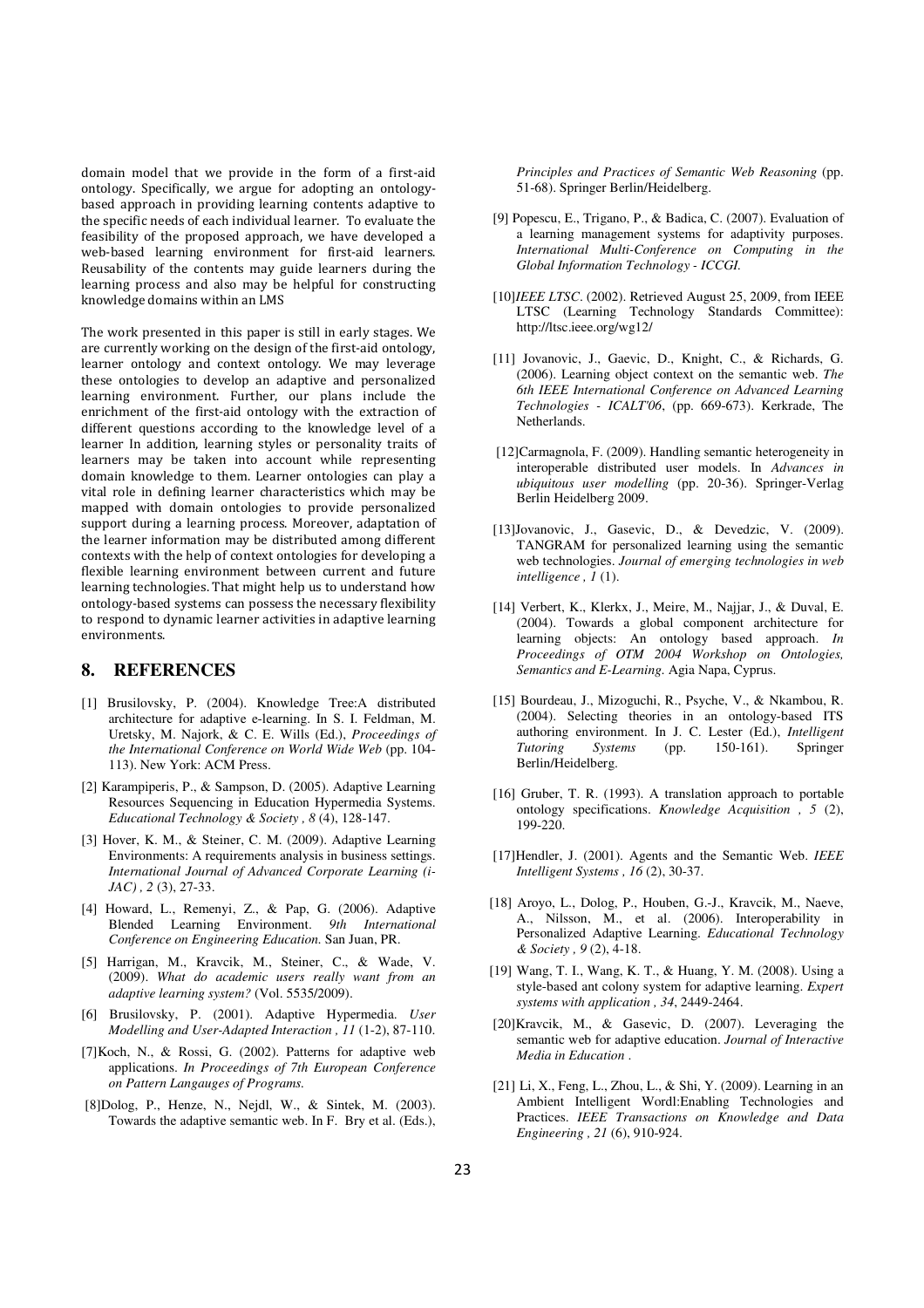domain model that we provide in the form of a first-aid ontology. Specifically, we argue for adopting an ontology-based approach in providing learning contents adaptive to the specific needs of each individual learner. To evaluate the feasibility of the proposed approach, we have developed a web-based learning environment for first-aid learners. Reusability of the contents may guide learners during the learning process and also may be helpful for constructing knowledge domains within an LMS

The work presented in this paper is still in early stages. We are currently working on the design of the first-aid ontology, learner ontology and context ontology. We may leverage these ontologies to develop an adaptive and personalized learning environment. Further, our plans include the enrichment of the first-aid ontology with the extraction of different questions according to the knowledge level of a learner In addition, learning styles or personality traits of learners may be taken into account while representing domain knowledge to them. Learner ontologies can play a vital role in defining learner characteristics which may be mapped with domain ontologies to provide personalized support during a learning process. Moreover, adaptation of the learner information may be distributed among different contexts with the help of context ontologies for developing a flexible learning environment between current and future learning technologies. That might help us to understand how ontology-based systems can possess the necessary flexibility to respond to dynamic learner activities in adaptive learning environments.

## 8. REFERENCES

[1] Brusilovsky, P. (2004). Knowledge Tree:A distributed architecture for adaptive e-learning. In S. I. Feldman, M. Uretsky, M. Najork, & C. E. Wills (Ed.), *Proceedings of the International Conference on World Wide Web* (pp. 104-113). New York: ACM Press.

[2] Karampiperis, P., & Sampson, D. (2005). Adaptive Learning Resources Sequencing in Education Hypermedia Systems. *Educational Technology & Society , 8* (4), 128-147.

[3] Hover, K. M., & Steiner, C. M. (2009). Adaptive Learning Environments: A requirements analysis in business settings. *International Journal of Advanced Corporate Learning (i-JAC) , 2* (3), 27-33.

[4] Howard, L., Remenyi, Z., & Pap, G. (2006). Adaptive Blended Learning Environment. *9th International Conference on Engineering Education.* San Juan, PR.

[5] Harrigan, M., Kravcik, M., Steiner, C., & Wade, V. (2009). *What do academic users really want from an adaptive learning system?* (Vol. 5535/2009).

[6] Brusilovsky, P. (2001). Adaptive Hypermedia. *User Modelling and User-Adapted Interaction , 11* (1-2), 87-110.

[7]Koch, N., & Rossi, G. (2002). Patterns for adaptive web applications. *In Proceedings of 7th European Conference on Pattern Langauges of Programs.*

[8]Dolog, P., Henze, N., Nejdl, W., & Sintek, M. (2003). Towards the adaptive semantic web. In F. Bry et al. (Eds.), *Principles and Practices of Semantic Web Reasoning* (pp. 51-68). Springer Berlin/Heidelberg.

[9] Popescu, E., Trigano, P., & Badica, C. (2007). Evaluation of a learning management systems for adaptivity purposes. *International Multi-Conference on Computing in the Global Information Technology - ICCGI.*

[10]*IEEE LTSC*. (2002). Retrieved August 25, 2009, from IEEE LTSC (Learning Technology Standards Committee): http://ltsc.ieee.org/wg12/

[11] Jovanovic, J., Gaevic, D., Knight, C., & Richards, G. (2006). Learning object context on the semantic web. *The 6th IEEE International Conference on Advanced Learning Technologies - ICALT'06*, (pp. 669-673). Kerkrade, The Netherlands.

[12]Carmagnola, F. (2009). Handling semantic heterogeneity in interoperable distributed user models. In *Advances in ubiquitous user modelling* (pp. 20-36). Springer-Verlag Berlin Heidelberg 2009.

[13]Jovanovic, J., Gasevic, D., & Devedzic, V. (2009). TANGRAM for personalized learning using the semantic web technologies. *Journal of emerging technologies in web intelligence , 1* (1).

[14] Verbert, K., Klerkx, J., Meire, M., Najjar, J., & Duval, E. (2004). Towards a global component architecture for learning objects: An ontology based approach. *In Proceedings of OTM 2004 Workshop on Ontologies, Semantics and E-Learning.* Agia Napa, Cyprus.

[15] Bourdeau, J., Mizoguchi, R., Psyche, V., & Nkambou, R. (2004). Selecting theories in an ontology-based ITS authoring environment. In J. C. Lester (Ed.), *Intelligent Tutoring Systems* (pp. 150-161). Springer Berlin/Heidelberg.

[16] Gruber, T. R. (1993). A translation approach to portable ontology specifications. *Knowledge Acquisition , 5* (2), 199-220.

[17]Hendler, J. (2001). Agents and the Semantic Web. *IEEE Intelligent Systems , 16* (2), 30-37.

[18] Aroyo, L., Dolog, P., Houben, G.-J., Kravcik, M., Naeve, A., Nilsson, M., et al. (2006). Interoperability in Personalized Adaptive Learning. *Educational Technology & Society , 9* (2), 4-18.

[19] Wang, T. I., Wang, K. T., & Huang, Y. M. (2008). Using a style-based ant colony system for adaptive learning. *Expert systems with application , 34*, 2449-2464.

[20]Kravcik, M., & Gasevic, D. (2007). Leveraging the semantic web for adaptive education. *Journal of Interactive Media in Education .*

[21] Li, X., Feng, L., Zhou, L., & Shi, Y. (2009). Learning in an Ambient Intelligent Wordl:Enabling Technologies and Practices. *IEEE Transactions on Knowledge and Data Engineering , 21* (6), 910-924.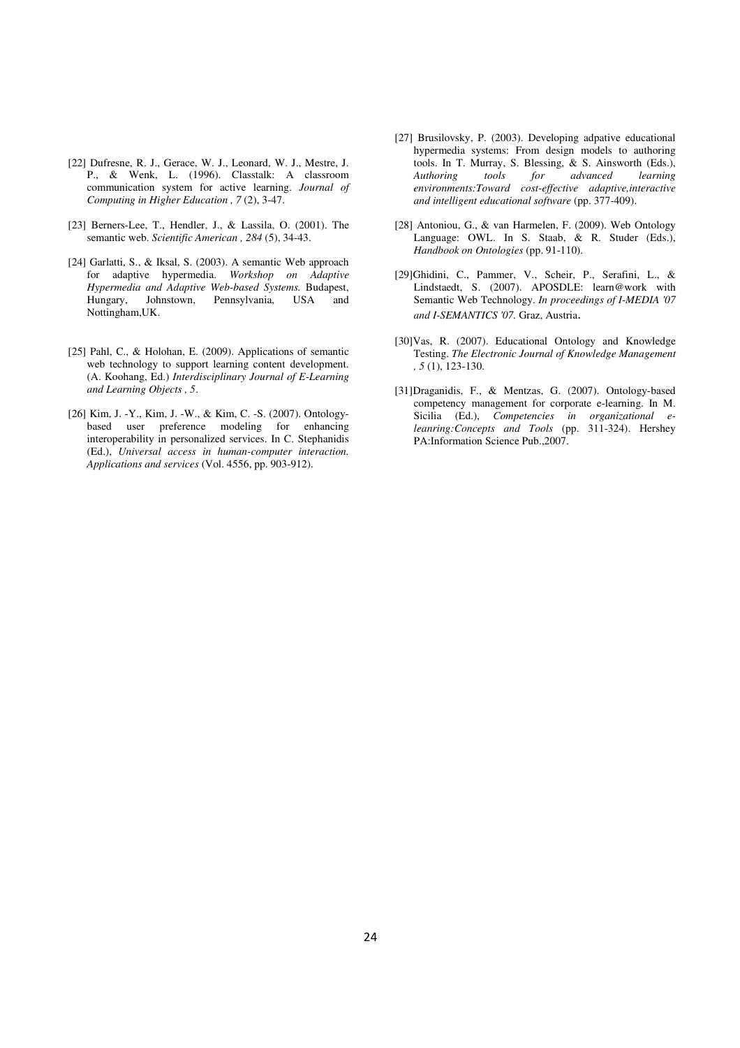[22] Dufresne, R. J., Gerace, W. J., Leonard, W. J., Mestre, J. P., & Wenk, L. (1996). Classtalk: A classroom communication system for active learning. *Journal of Computing in Higher Education , 7* (2), 3-47.

[23] Berners-Lee, T., Hendler, J., & Lassila, O. (2001). The semantic web. *Scientific American , 284* (5), 34-43.

[24] Garlatti, S., & Iksal, S. (2003). A semantic Web approach for adaptive hypermedia. *Workshop on Adaptive Hypermedia and Adaptive Web-based Systems.* Budapest, Hungary, Johnstown, Pennsylvania, USA and Nottingham,UK.

[25] Pahl, C., & Holohan, E. (2009). Applications of semantic web technology to support learning content development. (A. Koohang, Ed.) *Interdisciplinary Journal of E-Learning and Learning Objects , 5*.

[26] Kim, J. -Y., Kim, J. -W., & Kim, C. -S. (2007). Ontology-based user preference modeling for enhancing interoperability in personalized services. In C. Stephanidis (Ed.), *Universal access in human-computer interaction. Applications and services* (Vol. 4556, pp. 903-912).

[27] Brusilovsky, P. (2003). Developing adpative educational hypermedia systems: From design models to authoring tools. In T. Murray, S. Blessing, & S. Ainsworth (Eds.), *Authoring tools for advanced learning environments:Toward cost-effective adaptive,interactive and intelligent educational software* (pp. 377-409).

[28] Antoniou, G., & van Harmelen, F. (2009). Web Ontology Language: OWL. In S. Staab, & R. Studer (Eds.), *Handbook on Ontologies* (pp. 91-110).

[29]Ghidini, C., Pammer, V., Scheir, P., Serafini, L., & Lindstaedt, S. (2007). APOSDLE: learn@work with Semantic Web Technology. *In proceedings of I-MEDIA '07 and I-SEMANTICS '07.* Graz, Austria.

[30]Vas, R. (2007). Educational Ontology and Knowledge Testing. *The Electronic Journal of Knowledge Management , 5* (1), 123-130.

[31]Draganidis, F., & Mentzas, G. (2007). Ontology-based competency management for corporate e-learning. In M. Sicilia (Ed.), *Competencies in organizational e-leanring:Concepts and Tools* (pp. 311-324). Hershey PA:Information Science Pub.,2007.